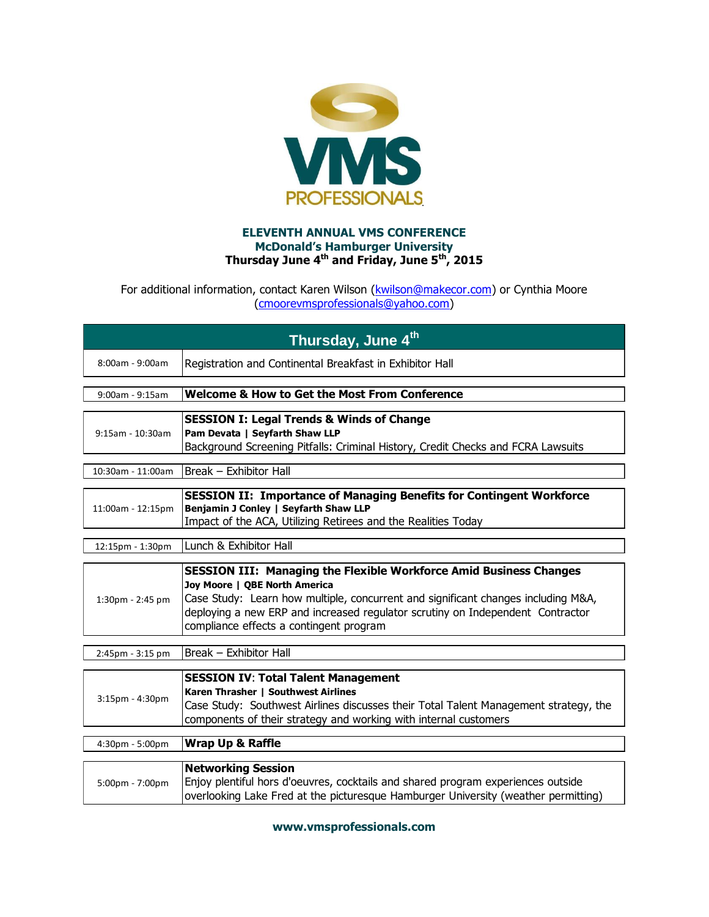**VMS PROFESSIONALS**

# ELEVENTH ANNUAL VMS CONFERENCE

## McDonald's Hamburger University

### Thursday June 4th and Friday, June 5th, 2015

For additional information, contact Karen Wilson (kwilson@makecor.com) or Cynthia Moore (cmoorevmsprofessionals@yahoo.com)

| Thursday, June 4th | |
|---|---|
| 8:00am - 9:00am | Registration and Continental Breakfast in Exhibitor Hall |
| 9:00am - 9:15am | **Welcome & How to Get the Most From Conference** |
| 9:15am - 10:30am | **SESSION I: Legal Trends & Winds of Change**<br>**Pam Devata \| Seyfarth Shaw LLP**<br>Background Screening Pitfalls: Criminal History, Credit Checks and FCRA Lawsuits |
| 10:30am - 11:00am | Break – Exhibitor Hall |
| 11:00am - 12:15pm | **SESSION II: Importance of Managing Benefits for Contingent Workforce**<br>**Benjamin J Conley \| Seyfarth Shaw LLP**<br>Impact of the ACA, Utilizing Retirees and the Realities Today |
| 12:15pm - 1:30pm | Lunch & Exhibitor Hall |
| 1:30pm - 2:45 pm | **SESSION III: Managing the Flexible Workforce Amid Business Changes**<br>**Joy Moore \| QBE North America**<br>Case Study: Learn how multiple, concurrent and significant changes including M&A, deploying a new ERP and increased regulator scrutiny on Independent Contractor compliance effects a contingent program |
| 2:45pm - 3:15 pm | Break – Exhibitor Hall |
| 3:15pm - 4:30pm | **SESSION IV: Total Talent Management**<br>**Karen Thrasher \| Southwest Airlines**<br>Case Study: Southwest Airlines discusses their Total Talent Management strategy, the components of their strategy and working with internal customers |
| 4:30pm - 5:00pm | **Wrap Up & Raffle** |
| 5:00pm - 7:00pm | **Networking Session**<br>Enjoy plentiful hors d'oeuvres, cocktails and shared program experiences outside overlooking Lake Fred at the picturesque Hamburger University (weather permitting) |

**www.vmsprofessionals.com**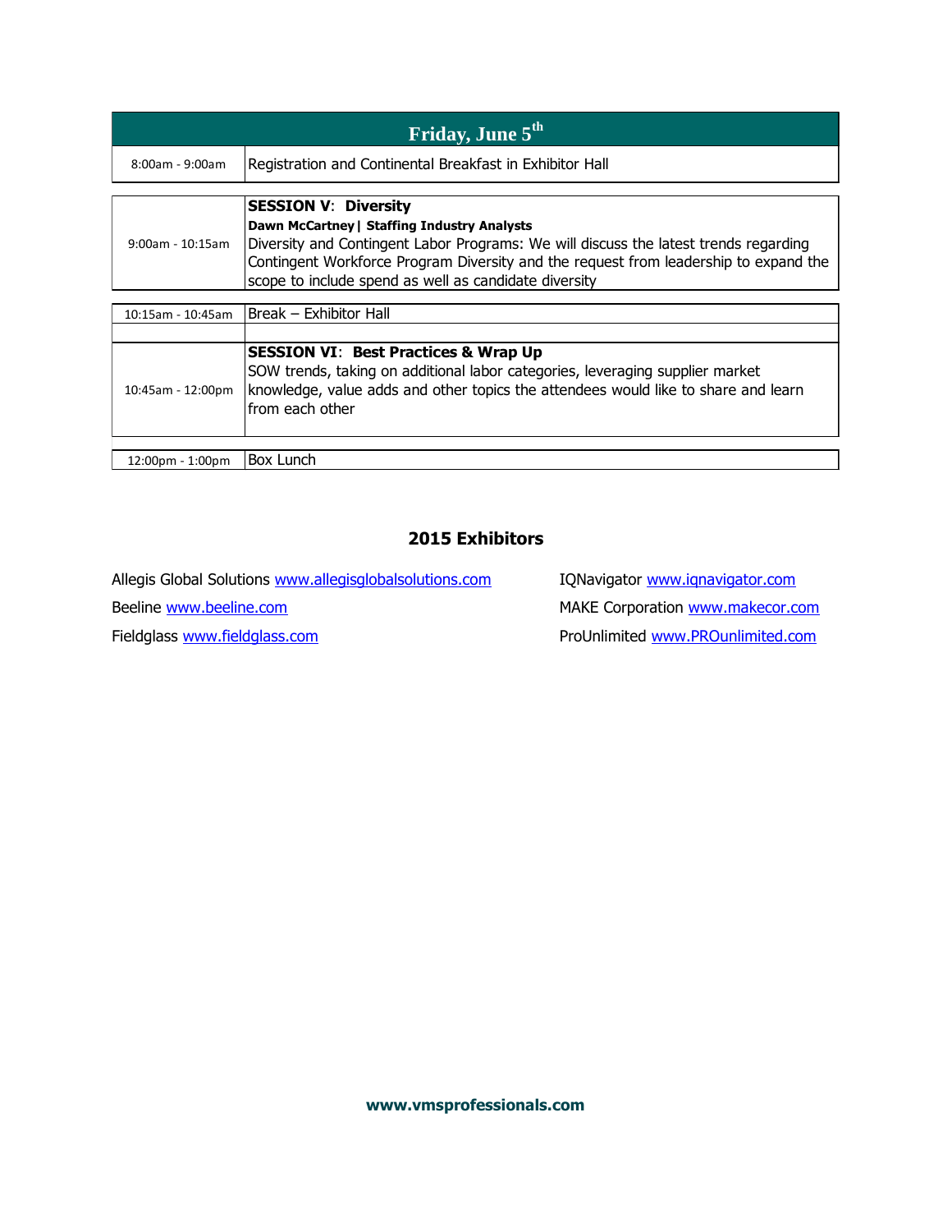| Friday, June 5th | |
|---|---|
| 8:00am - 9:00am | Registration and Continental Breakfast in Exhibitor Hall |
| 9:00am - 10:15am | **SESSION V: Diversity**<br>**Dawn McCartney \| Staffing Industry Analysts**<br>Diversity and Contingent Labor Programs: We will discuss the latest trends regarding Contingent Workforce Program Diversity and the request from leadership to expand the scope to include spend as well as candidate diversity |
| 10:15am - 10:45am | Break – Exhibitor Hall |
| | |
| 10:45am - 12:00pm | **SESSION VI: Best Practices & Wrap Up**<br>SOW trends, taking on additional labor categories, leveraging supplier market knowledge, value adds and other topics the attendees would like to share and learn from each other |
| 12:00pm - 1:00pm | Box Lunch |

## 2015 Exhibitors

Allegis Global Solutions www.allegisglobalsolutions.com

Beeline www.beeline.com

Fieldglass www.fieldglass.com

IQNavigator www.iqnavigator.com

MAKE Corporation www.makecor.com

ProUnlimited www.PROunlimited.com

**www.vmsprofessionals.com**